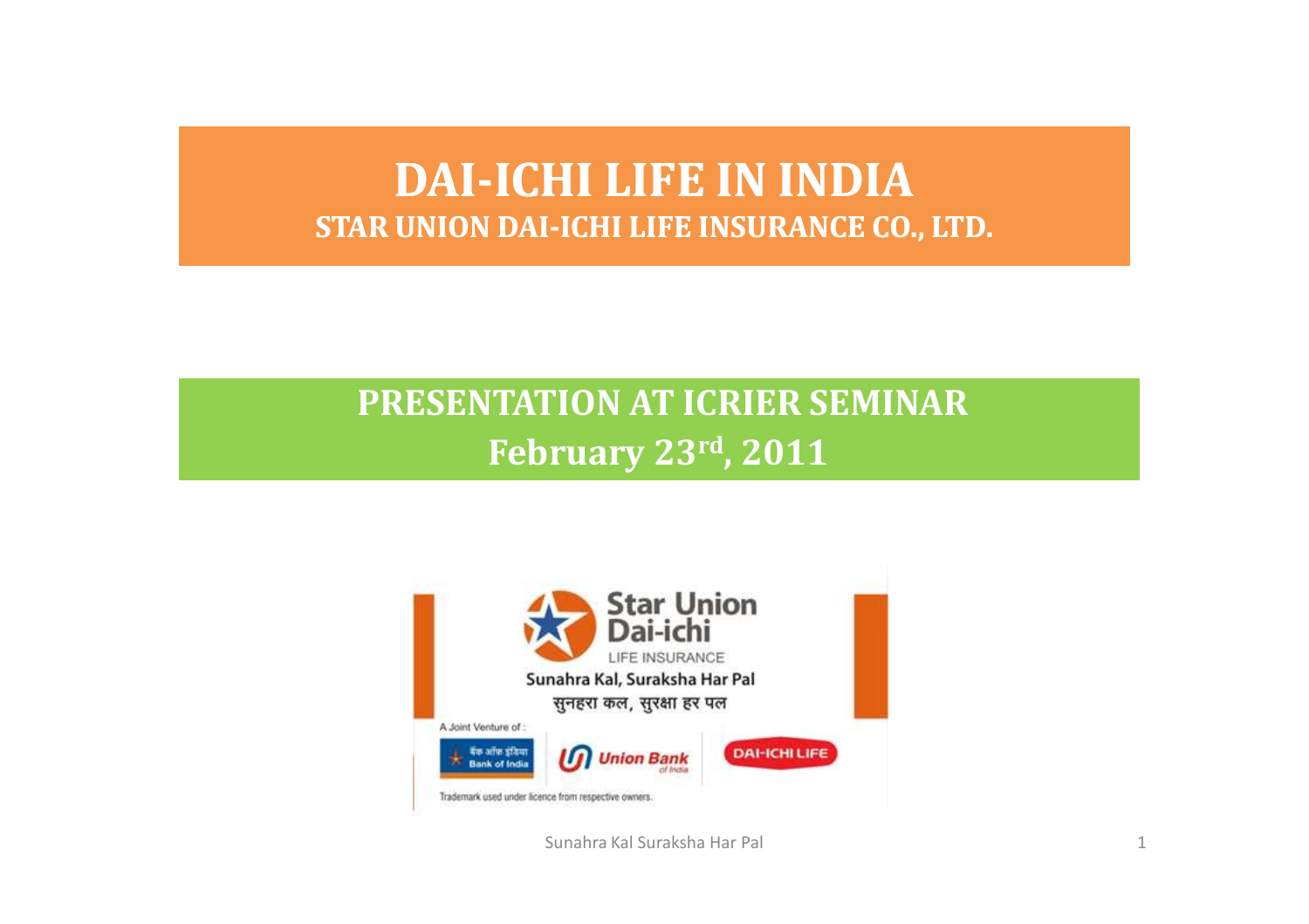# DAI-ICHI LIFE IN INDIA

## STAR UNION DAI-ICHI LIFE INSURANCE CO., LTD.

## PRESENTATION AT ICRIER SEMINAR

## February 23rd, 2011

Star Union Dai-ichi LIFE INSURANCE

Sunahra Kal, Suraksha Har Pal

सुनहरा कल, सुरक्षा हर पल

A Joint Venture of :

बैंक ऑफ इंडिया Bank of India | Union Bank of India | DAI-ICHI LIFE

Trademark used under licence from respective owners.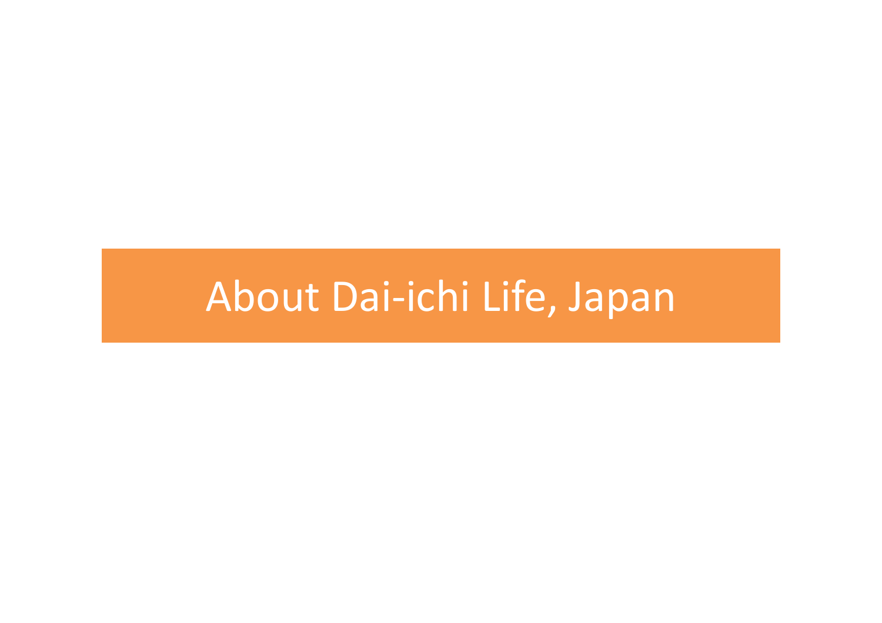# About Dai-ichi Life, Japan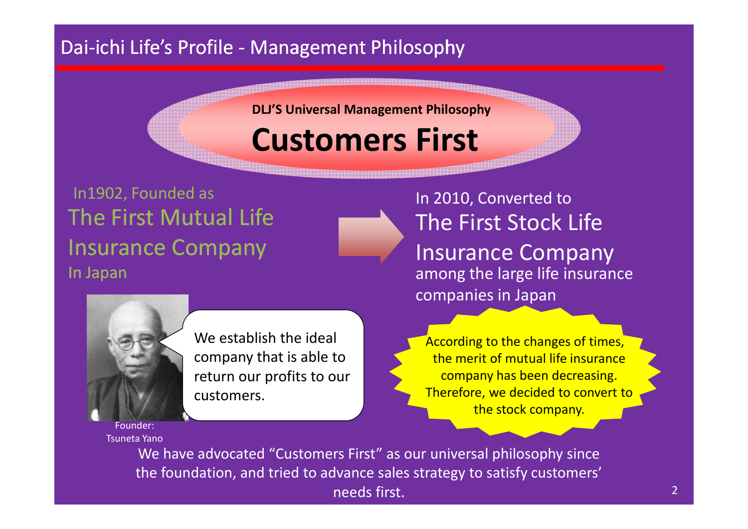# Dai-ichi Life's Profile - Management Philosophy

**DLJ'S Universal Management Philosophy**

# Customers First

In1902, Founded as
The First Mutual Life Insurance Company
In Japan

In 2010, Converted to
The First Stock Life Insurance Company
among the large life insurance companies in Japan

We establish the ideal company that is able to return our profits to our customers.

Founder:
Tsuneta Yano

According to the changes of times, the merit of mutual life insurance company has been decreasing. Therefore, we decided to convert to the stock company.

We have advocated "Customers First" as our universal philosophy since the foundation, and tried to advance sales strategy to satisfy customers' needs first.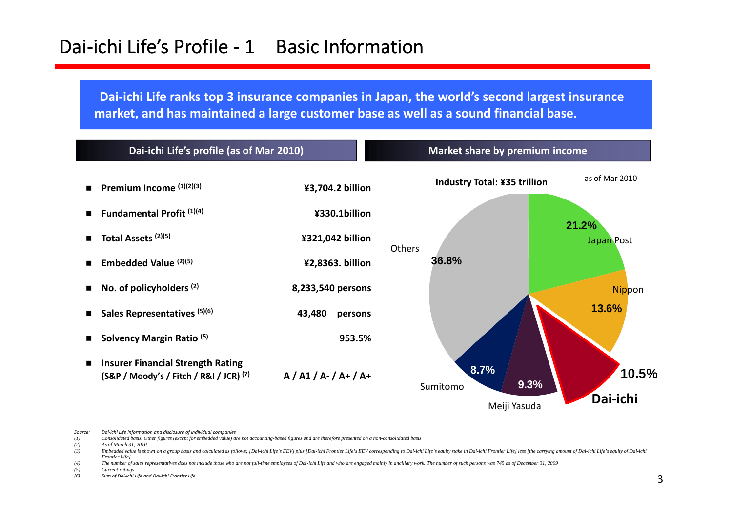# Dai-ichi Life's Profile - 1 Basic Information

**Dai-ichi Life ranks top 3 insurance companies in Japan, the world's second largest insurance market, and has maintained a large customer base as well as a sound financial base.**

## Dai-ichi Life's profile (as of Mar 2010)

| Item | Value |
|---|---|
| **Premium Income** (1)(2)(3) | **¥3,704.2 billion** |
| **Fundamental Profit** (1)(4) | **¥330.1billion** |
| **Total Assets** (2)(5) | **¥321,042 billion** |
| **Embedded Value** (2)(5) | **¥2,8363. billion** |
| **No. of policyholders** (2) | **8,233,540 persons** |
| **Sales Representatives** (5)(6) | **43,480 persons** |
| **Solvency Margin Ratio** (5) | **953.5%** |
| **Insurer Financial Strength Rating (S&P / Moody's / Fitch / R&I / JCR)** (7) | **A / A1 / A- / A+ / A+** |

## Market share by premium income

**Industry Total: ¥35 trillion** — as of Mar 2010

| Company | Share |
|---|---|
| Japan Post | 21.2% |
| Nippon | 13.6% |
| Dai-ichi | 10.5% |
| Meiji Yasuda | 9.3% |
| Sumitomo | 8.7% |
| Others | 36.8% |

---

*Source: Dai-ichi Life information and disclosure of individual companies*

*(1) Consolidated basis. Other figures (except for embedded value) are not accounting-based figures and are therefore presented on a non-consolidated basis*

*(2) As of March 31, 2010*

*(3) Embedded value is shown on a group basis and calculated as follows; [Dai-ichi Life's EEV] plus [Dai-ichi Frontier Life's EEV corresponding to Dai-ichi Life's equity stake in Dai-ichi Frontier Life] less [the carrying amount of Dai-ichi Life's equity of Dai-ichi Frontier Life]*

*(4) The number of sales representatives does not include those who are not full-time employees of Dai-ichi Life and who are engaged mainly in ancillary work. The number of such persons was 745 as of December 31, 2009*

*(5) Current ratings*

*(6) Sum of Dai-ichi Life and Dai-ichi Frontier Life*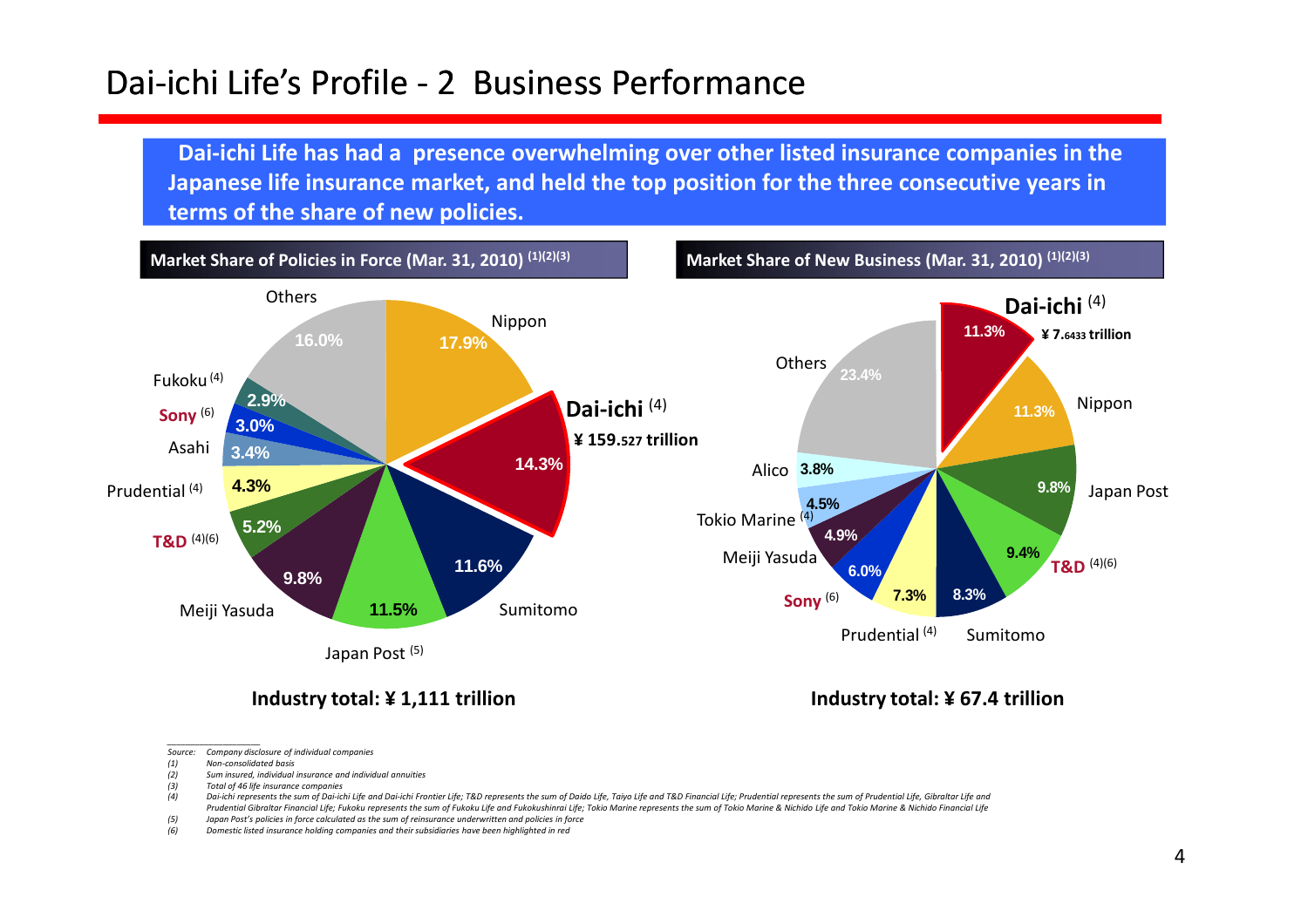# Dai-ichi Life's Profile - 2 Business Performance

**Dai-ichi Life has had a presence overwhelming over other listed insurance companies in the Japanese life insurance market, and held the top position for the three consecutive years in terms of the share of new policies.**

**Market Share of Policies in Force (Mar. 31, 2010) [(1)(2)(3)]**

| Company | Share |
|---|---|
| Nippon | 17.9% |
| Dai-ichi [(4)] (¥ 159.527 trillion) | 14.3% |
| Sumitomo | 11.6% |
| Japan Post [(5)] | 11.5% |
| Meiji Yasuda | 9.8% |
| T&D [(4)(6)] | 5.2% |
| Prudential [(4)] | 4.3% |
| Asahi | 3.4% |
| Sony [(6)] | 3.0% |
| Fukoku [(4)] | 2.9% |
| Others | 16.0% |

**Industry total: ¥ 1,111 trillion**

**Market Share of New Business (Mar. 31, 2010) [(1)(2)(3)]**

| Company | Share |
|---|---|
| Dai-ichi [(4)] (¥ 7.6433 trillion) | 11.3% |
| Nippon | 11.3% |
| Japan Post | 9.8% |
| T&D [(4)(6)] | 9.4% |
| Sumitomo | 8.3% |
| Prudential [(4)] | 7.3% |
| Sony [(6)] | 6.0% |
| Meiji Yasuda | 4.9% |
| Tokio Marine [(4)] | 4.5% |
| Alico | 3.8% |
| Others | 23.4% |

**Industry total: ¥ 67.4 trillion**

*Source: Company disclosure of individual companies*

*(1) Non-consolidated basis*

*(2) Sum insured, individual insurance and individual annuities*

*(3) Total of 46 life insurance companies*

*(4) Dai-ichi represents the sum of Dai-ichi Life and Dai-ichi Frontier Life; T&D represents the sum of Daido Life, Taiyo Life and T&D Financial Life; Prudential represents the sum of Prudential Life, Gibraltar Life and Prudential Gibraltar Financial Life; Fukoku represents the sum of Fukoku Life and Fukokushinrai Life; Tokio Marine represents the sum of Tokio Marine & Nichido Life and Tokio Marine & Nichido Financial Life*

*(5) Japan Post's policies in force calculated as the sum of reinsurance underwritten and policies in force*

*(6) Domestic listed insurance holding companies and their subsidiaries have been highlighted in red*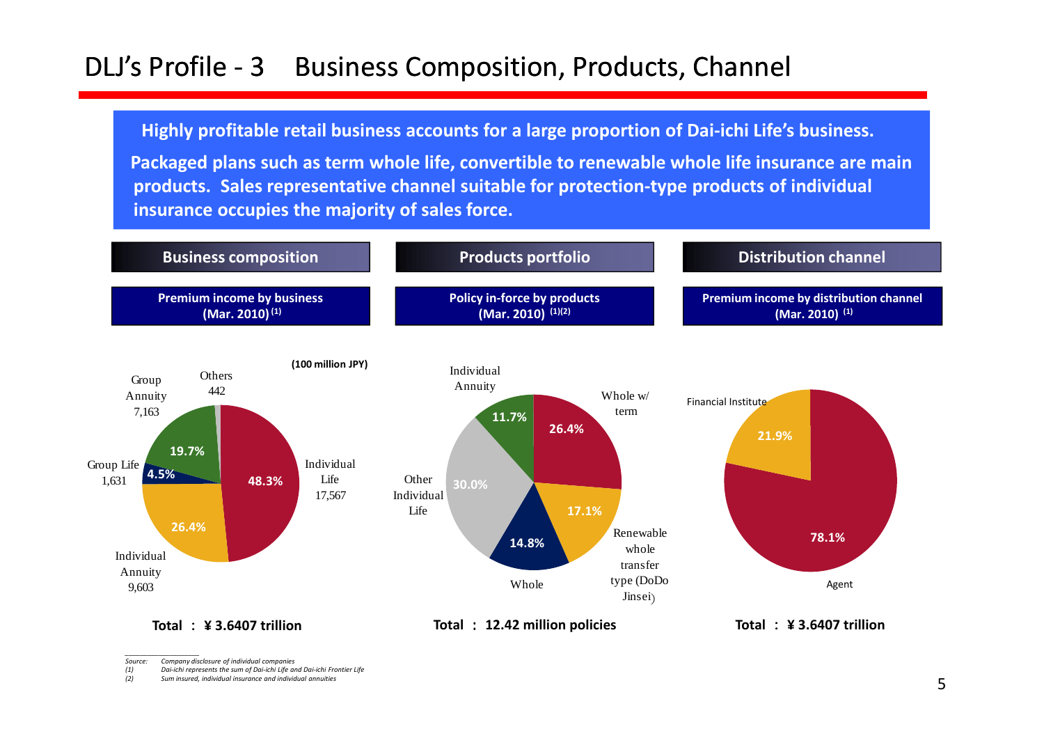# DLJ's Profile - 3 Business Composition, Products, Channel

**Highly profitable retail business accounts for a large proportion of Dai-ichi Life's business.**

**Packaged plans such as term whole life, convertible to renewable whole life insurance are main products. Sales representative channel suitable for protection-type products of individual insurance occupies the majority of sales force.**

## Business composition

**Premium income by business (Mar. 2010) (1)**

(100 million JPY)

| Business | Amount | Share |
|---|---|---|
| Individual Life | 17,567 | 48.3% |
| Individual Annuity | 9,603 | 26.4% |
| Group Life | 1,631 | 4.5% |
| Group Annuity | 7,163 | 19.7% |
| Others | 442 | |

**Total : ¥ 3.6407 trillion**

## Products portfolio

**Policy in-force by products (Mar. 2010) (1)(2)**

| Product | Share |
|---|---|
| Whole w/ term | 26.4% |
| Renewable whole transfer type (DoDo Jinsei) | 17.1% |
| Whole | 14.8% |
| Other Individual Life | 30.0% |
| Individual Annuity | 11.7% |

**Total : 12.42 million policies**

## Distribution channel

**Premium income by distribution channel (Mar. 2010) (1)**

| Channel | Share |
|---|---|
| Agent | 78.1% |
| Financial Institute | 21.9% |

**Total : ¥ 3.6407 trillion**

*Source: Company disclosure of individual companies*
*(1) Dai-ichi represents the sum of Dai-ichi Life and Dai-ichi Frontier Life*
*(2) Sum insured, individual insurance and individual annuities*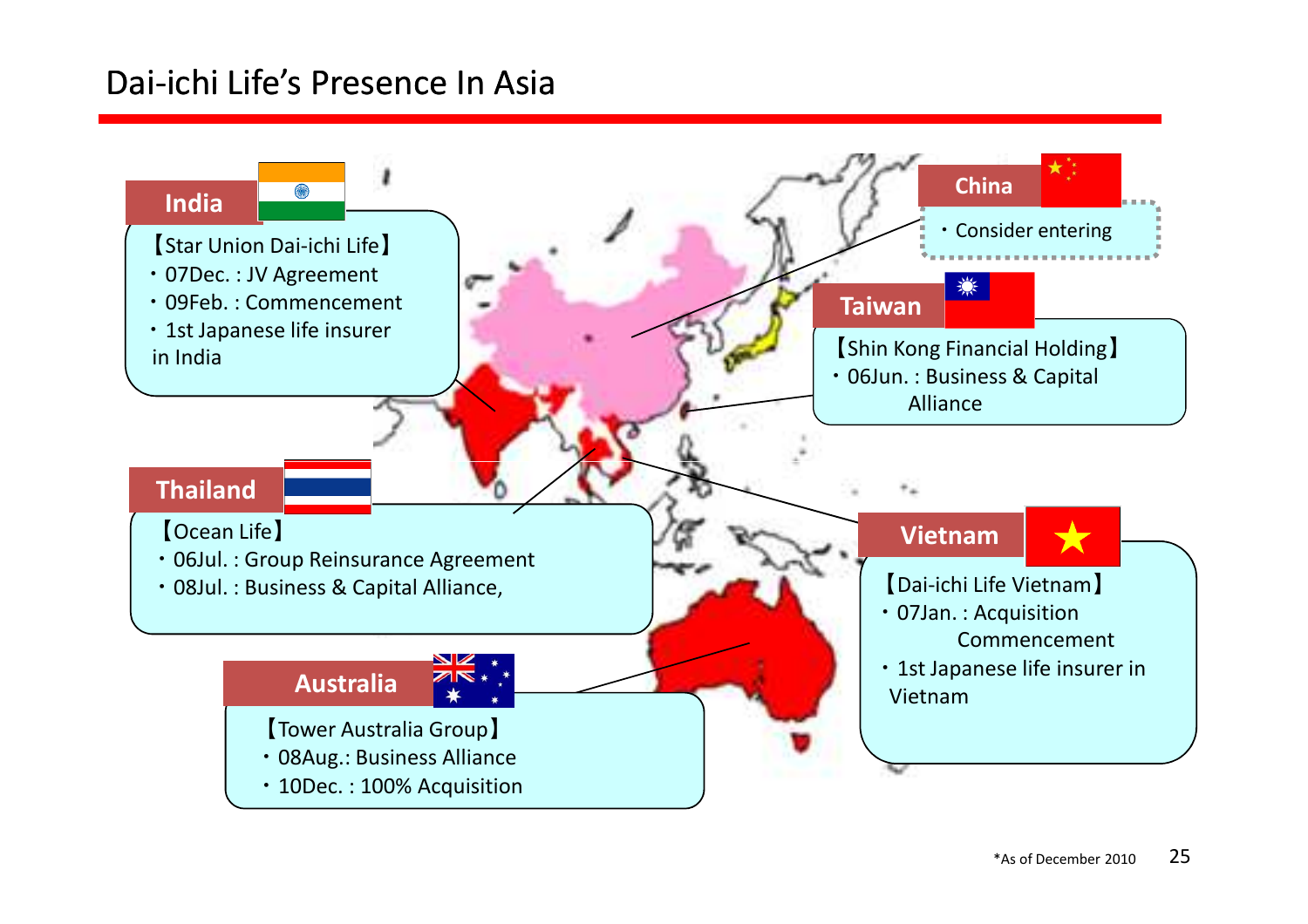# Dai-ichi Life's Presence In Asia

## India

【Star Union Dai-ichi Life】
- 07Dec. : JV Agreement
- 09Feb. : Commencement
- 1st Japanese life insurer in India

## China

- Consider entering

## Taiwan

【Shin Kong Financial Holding】
- 06Jun. : Business & Capital Alliance

## Thailand

【Ocean Life】
- 06Jul. : Group Reinsurance Agreement
- 08Jul. : Business & Capital Alliance,

## Vietnam

【Dai-ichi Life Vietnam】
- 07Jan. : Acquisition Commencement
- 1st Japanese life insurer in Vietnam

## Australia

【Tower Australia Group】
- 08Aug.: Business Alliance
- 10Dec. : 100% Acquisition

*As of December 2010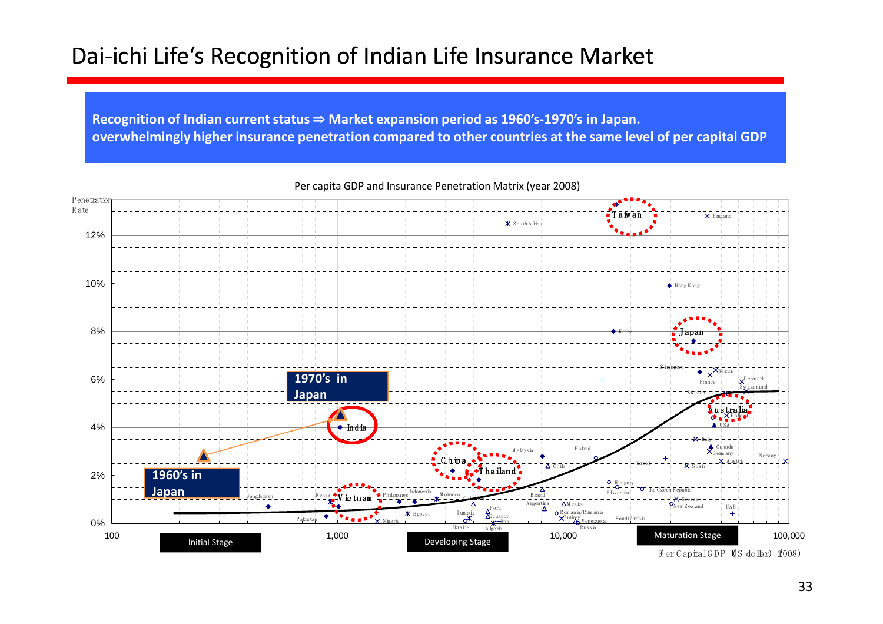# Dai-ichi Life's Recognition of Indian Life Insurance Market

**Recognition of Indian current status ⇒ Market expansion period as 1960's-1970's in Japan.**
**overwhelmingly higher insurance penetration compared to other countries at the same level of per capital GDP**

Per capita GDP and Insurance Penetration Matrix (year 2008)

Penetration Rate

12%
10%
8%
6%
4%
2%
0%

100 | 1,000 | 10,000 | 100,000

Initial Stage | Developing Stage | Maturation Stage

Per Capital GDP (US dollar) (2008)

1970's in Japan

1960's in Japan

India, Vietnam, China, Thailand, Taiwan, Japan, Australia, England, South Africa, Hong Kong, Korea, Singapore, Belgium, France, Denmark, Switzerland, Sweden, Ireland, USA, Italy, Canada, Germany, Norway, Austria, Spain, Israel, Malaysia, Poland, Chile, Hungary, Slovenska, the Czech Republic, Greece, New Zealand, UAE, Bangladesh, Kenya, Philippines, Indonesia, Morocco, Colombia, Brasil, Argentina, Mexico, Peru, Pakistan, Nigeria, Egypt, Tunisia, Ecuador, Iran, Ukraine, Algeria, Romania, Turkey, Venezuela, Russia, Saudi Arabia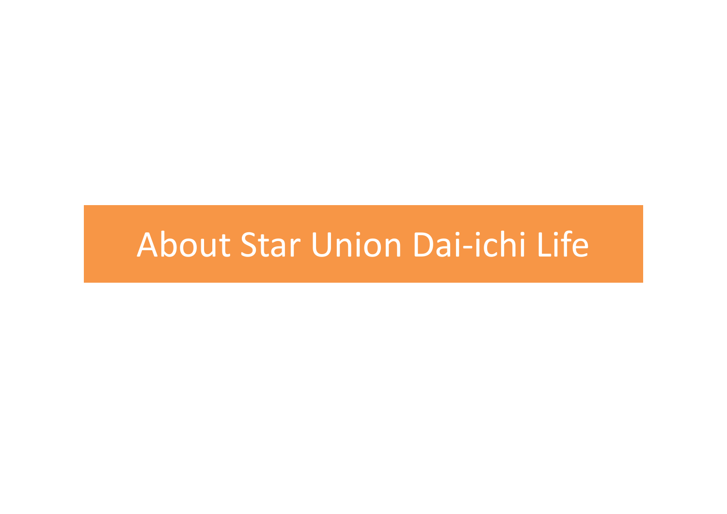# About Star Union Dai-ichi Life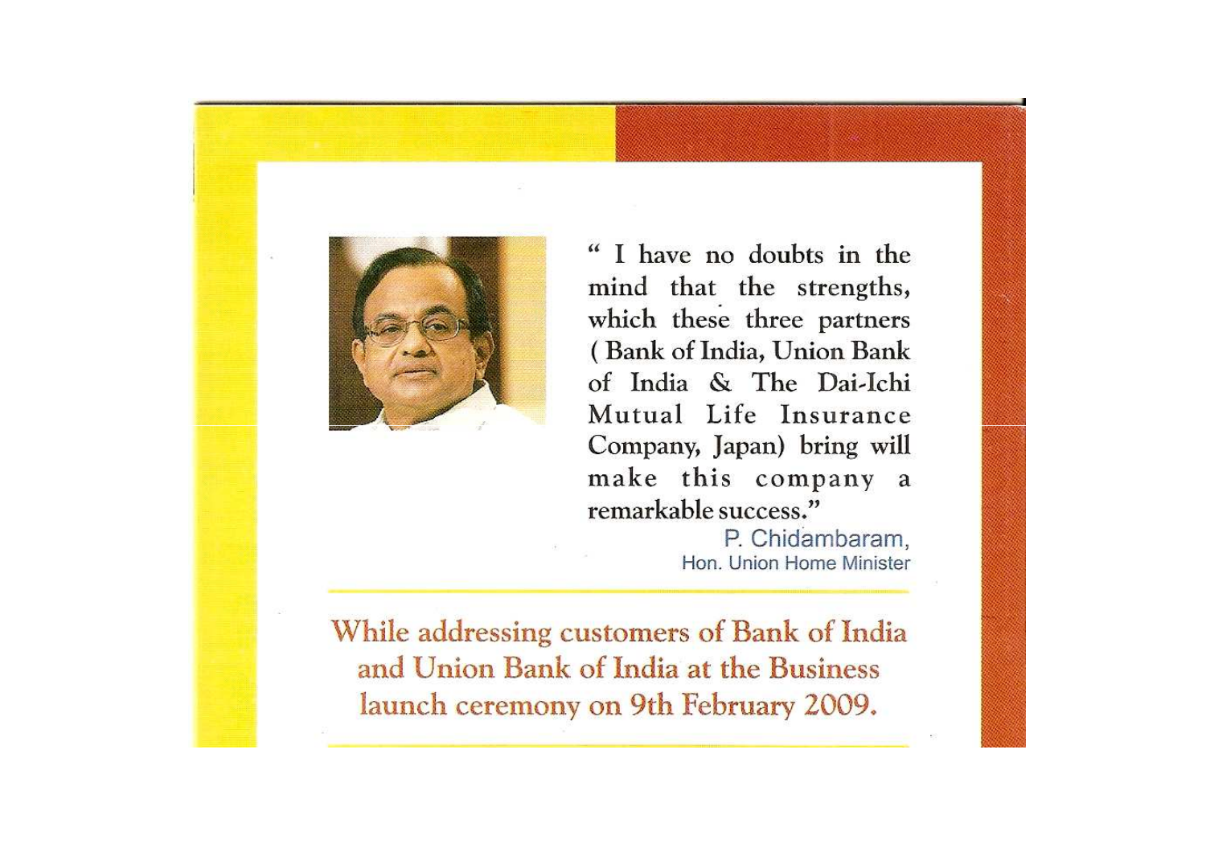" I have no doubts in the mind that the strengths, which these three partners ( Bank of India, Union Bank of India & The Dai-Ichi Mutual Life Insurance Company, Japan) bring will make this company a remarkable success."

P. Chidambaram,
Hon. Union Home Minister

While addressing customers of Bank of India and Union Bank of India at the Business launch ceremony on 9th February 2009.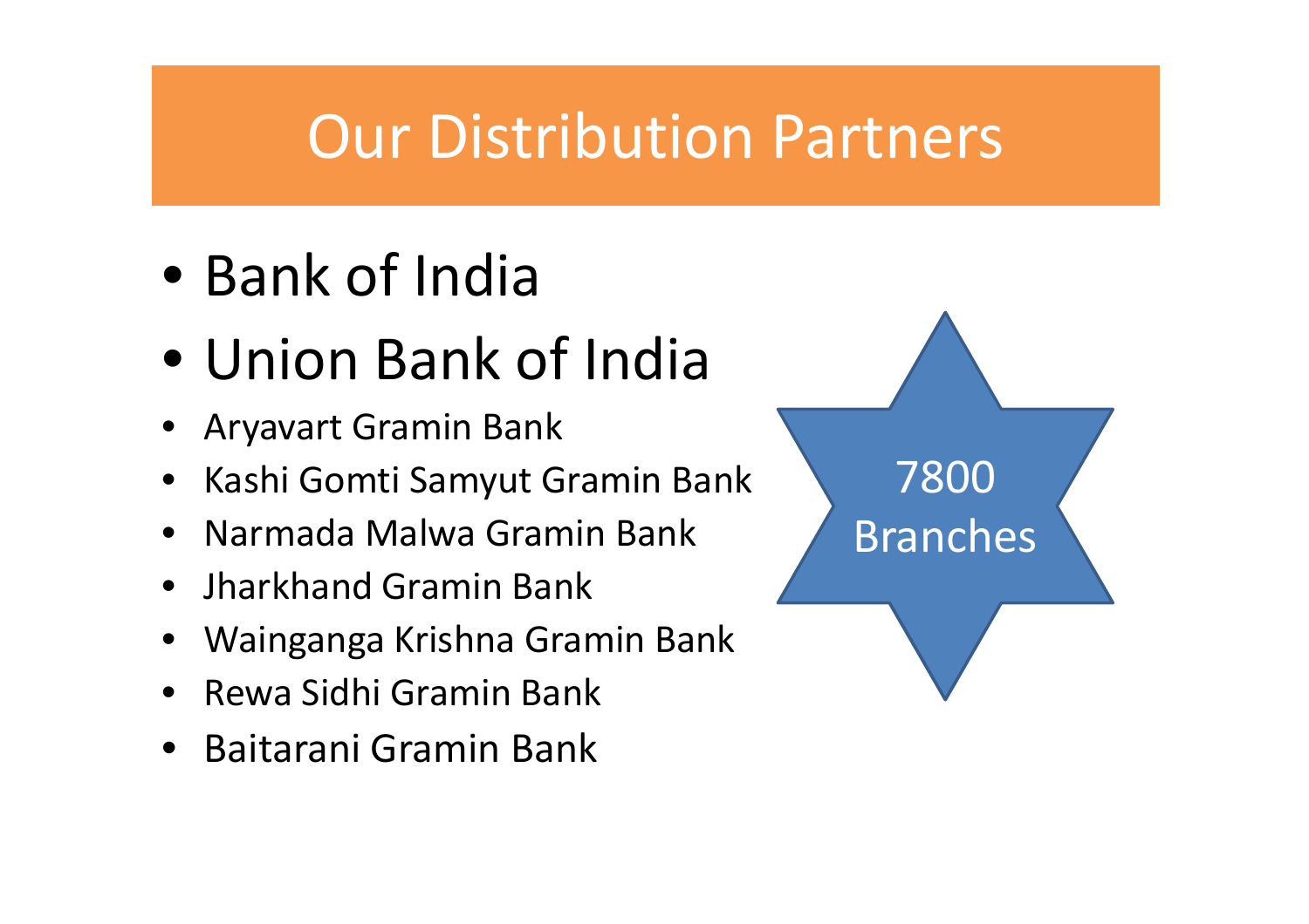# Our Distribution Partners

- Bank of India
- Union Bank of India
- Aryavart Gramin Bank
- Kashi Gomti Samyut Gramin Bank
- Narmada Malwa Gramin Bank
- Jharkhand Gramin Bank
- Wainganga Krishna Gramin Bank
- Rewa Sidhi Gramin Bank
- Baitarani Gramin Bank

7800 Branches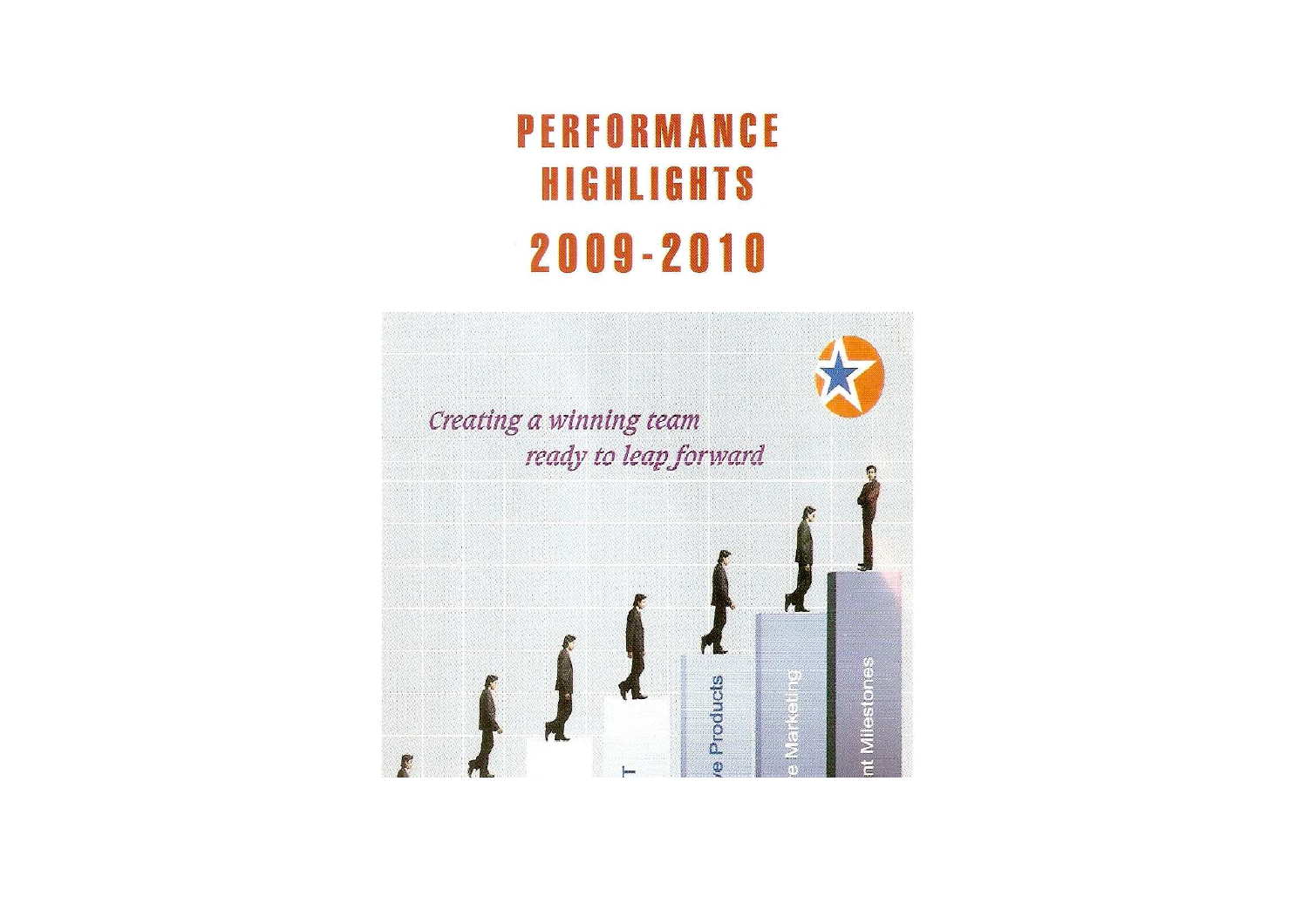# PERFORMANCE HIGHLIGHTS

# 2009-2010

*Creating a winning team ready to leap forward*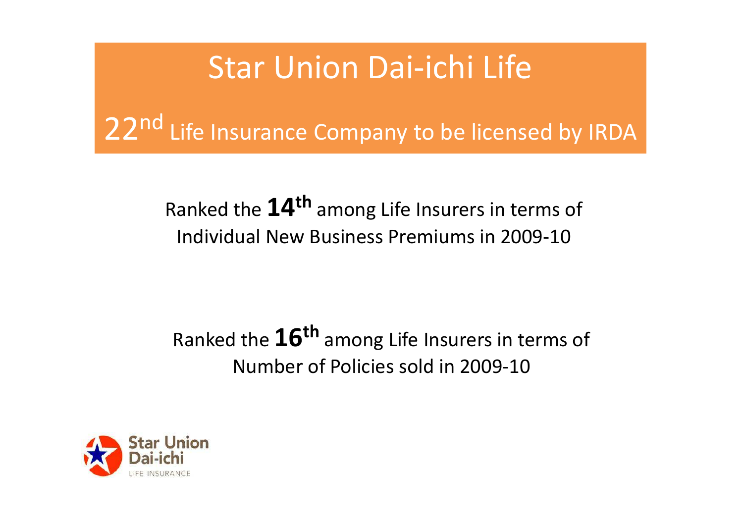# Star Union Dai-ichi Life

## 22nd Life Insurance Company to be licensed by IRDA

Ranked the **14th** among Life Insurers in terms of Individual New Business Premiums in 2009-10

Ranked the **16th** among Life Insurers in terms of Number of Policies sold in 2009-10

Star Union Dai-ichi LIFE INSURANCE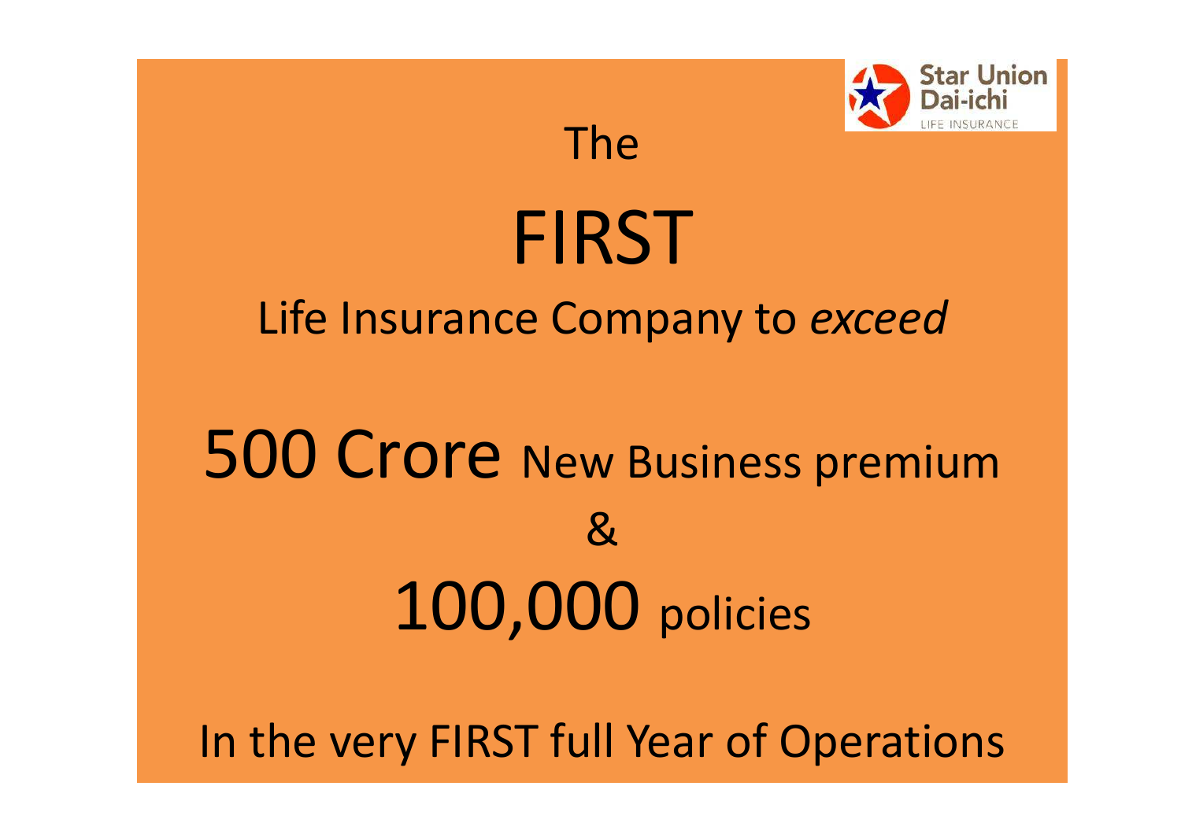The

# FIRST

Life Insurance Company to *exceed*

## 500 Crore New Business premium

&

## 100,000 policies

In the very FIRST full Year of Operations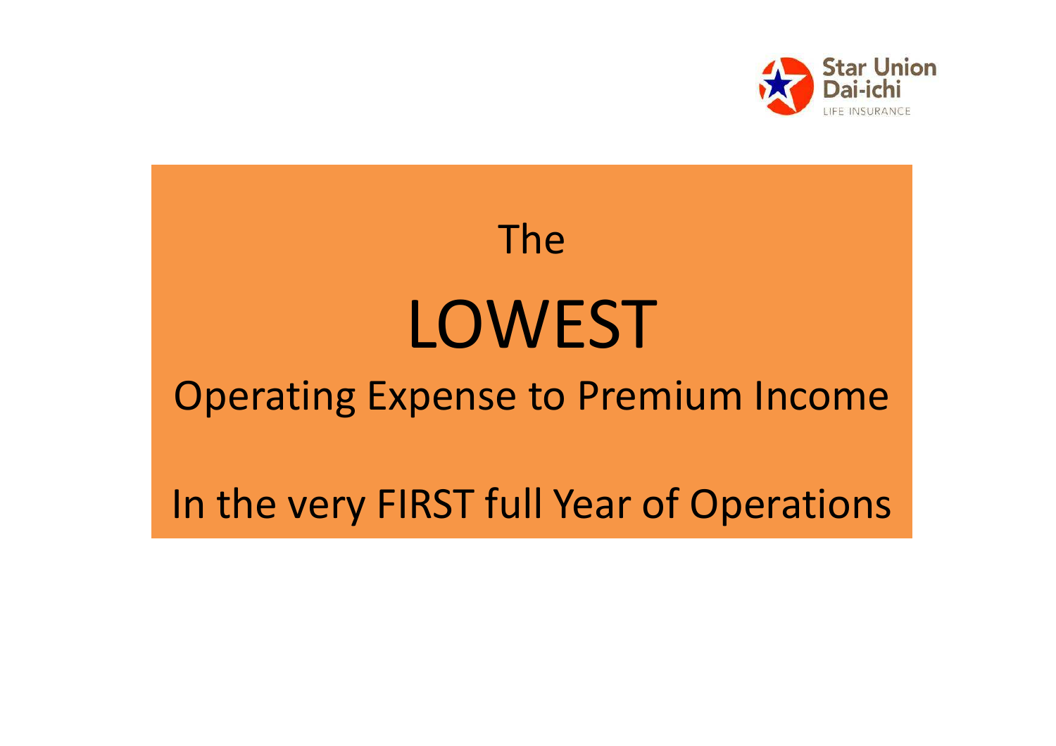Star Union Dai-ichi LIFE INSURANCE

The

# LOWEST

Operating Expense to Premium Income

In the very FIRST full Year of Operations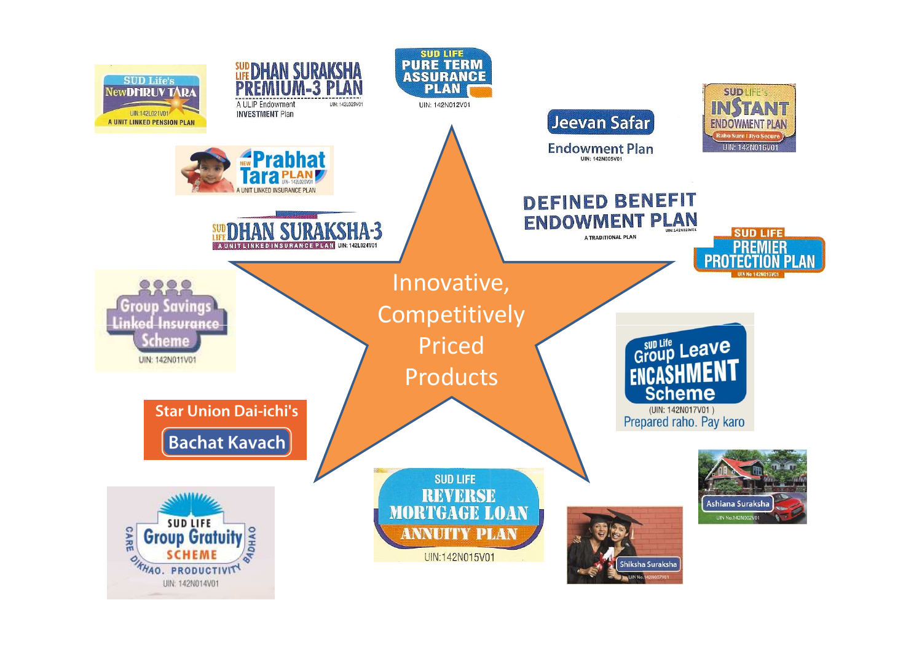# Innovative, Competitively Priced Products

- SUD Life's New DHRUV TARA — A UNIT LINKED PENSION PLAN (UIN:142L021V01)
- SUD LIFE DHAN SURAKSHA PREMIUM-3 PLAN — A ULIP Endowment INVESTMENT Plan (UIN: 142L025V01)
- SUD LIFE PURE TERM ASSURANCE PLAN (UIN: 142N012V01)
- Jeevan Safar — Endowment Plan (UIN: 142N005V01)
- SUD LIFE's INSTANT ENDOWMENT PLAN — Raho Sure | Jiyo Secure (UIN: 142N016V01)
- New Prabhat Tara PLAN — A UNIT LINKED INSURANCE PLAN (UIN- 142L020V01)
- SUD LIFE DHAN SURAKSHA-3 — A UNIT LINKED INSURANCE PLAN (UIN: 142L024V01)
- DEFINED BENEFIT ENDOWMENT PLAN — A TRADITIONAL PLAN (UIN:142N023V01)
- SUD LIFE PREMIER PROTECTION PLAN (UIN No 142N013V01)
- Group Savings Linked Insurance Scheme (UIN: 142N011V01)
- SUD Life Group Leave ENCASHMENT Scheme (UIN: 142N017V01) — Prepared raho. Pay karo
- Star Union Dai-ichi's Bachat Kavach
- Ashiana Suraksha (UIN No.142N002V01)
- SUD LIFE Group Gratuity SCHEME — CARE DIKHAO. PRODUCTIVITY BADHAO (UIN: 142N014V01)
- SUD LIFE REVERSE MORTGAGE LOAN ANNUITY PLAN (UIN:142N015V01)
- Shiksha Suraksha (UIN No.142N007V01)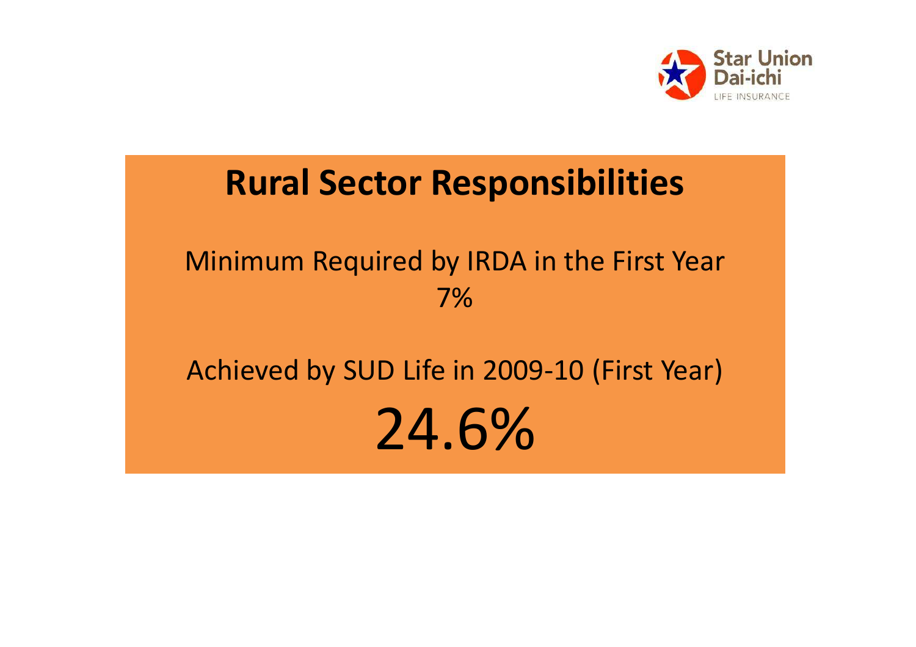# Rural Sector Responsibilities

Minimum Required by IRDA in the First Year

7%

Achieved by SUD Life in 2009-10 (First Year)

24.6%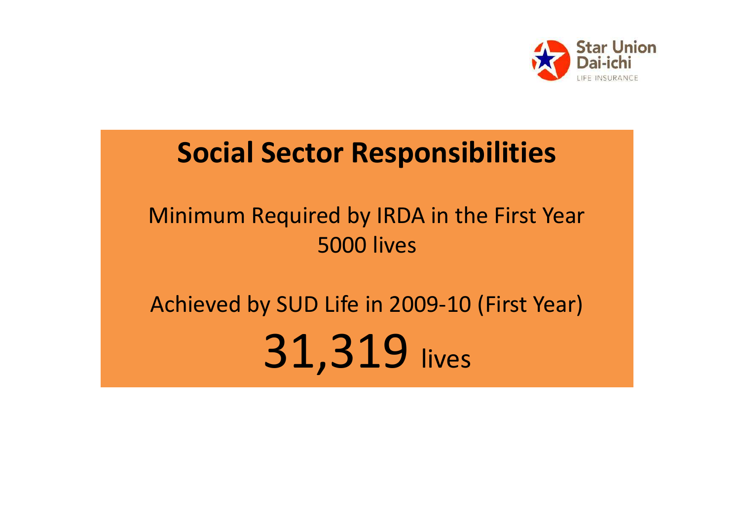Star Union Dai-ichi LIFE INSURANCE

# Social Sector Responsibilities

Minimum Required by IRDA in the First Year
5000 lives

Achieved by SUD Life in 2009-10 (First Year)

**31,319** lives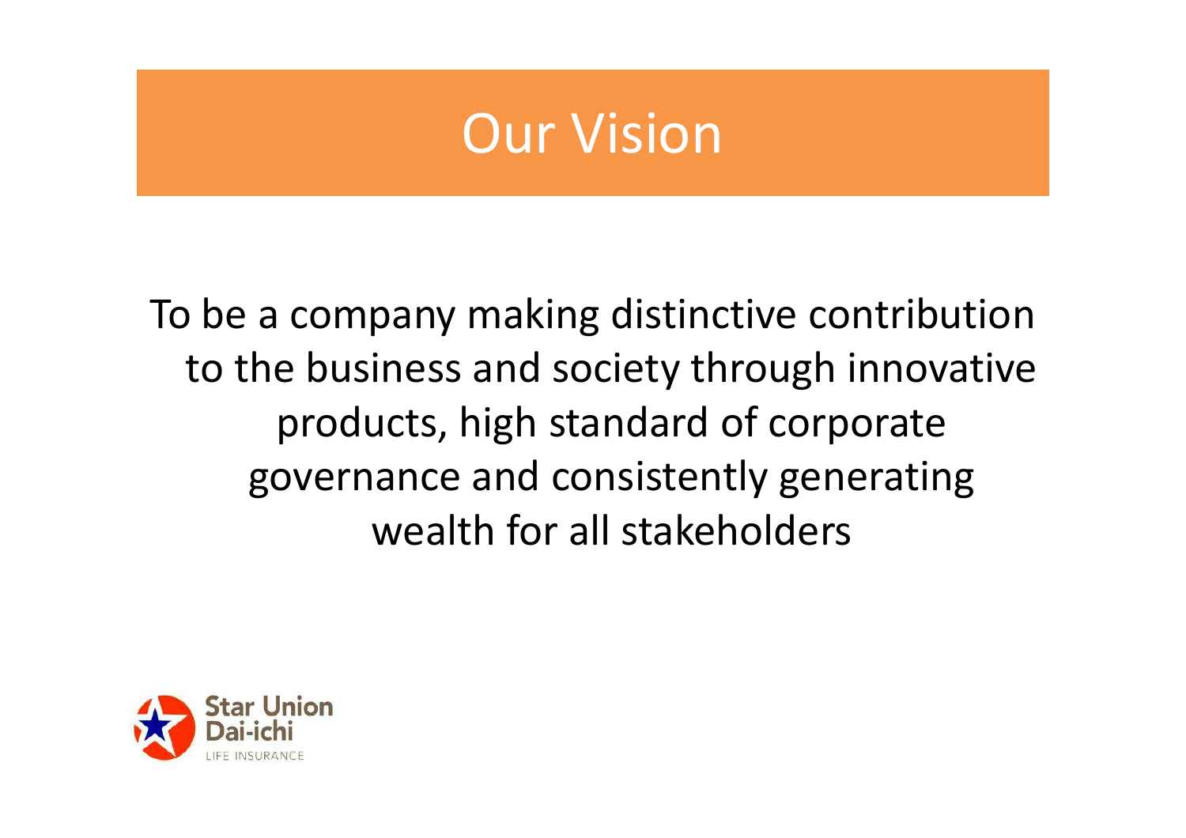# Our Vision

To be a company making distinctive contribution to the business and society through innovative products, high standard of corporate governance and consistently generating wealth for all stakeholders

Star Union Dai-ichi
LIFE INSURANCE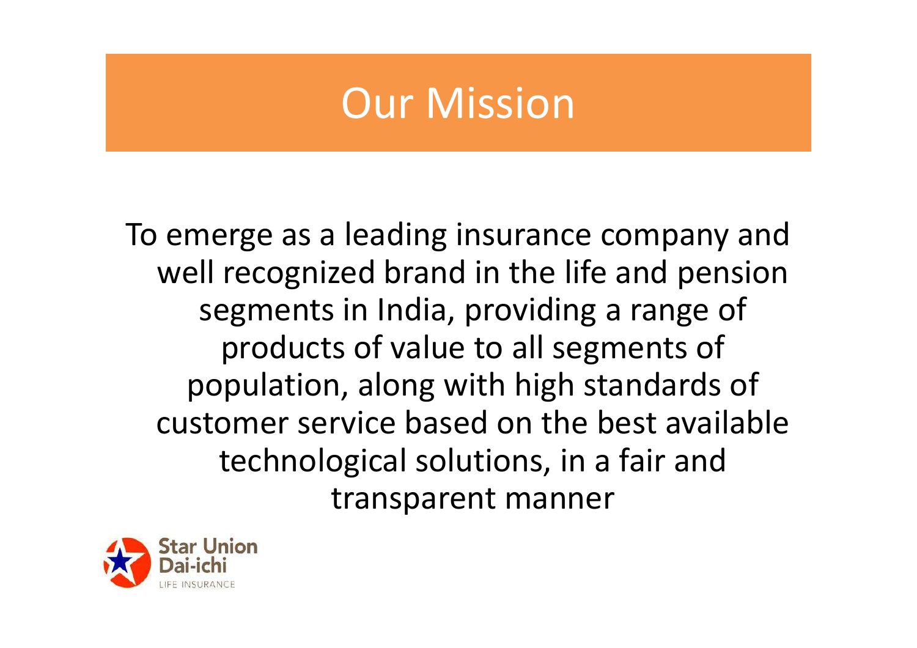# Our Mission

To emerge as a leading insurance company and well recognized brand in the life and pension segments in India, providing a range of products of value to all segments of population, along with high standards of customer service based on the best available technological solutions, in a fair and transparent manner

Star Union Dai-ichi LIFE INSURANCE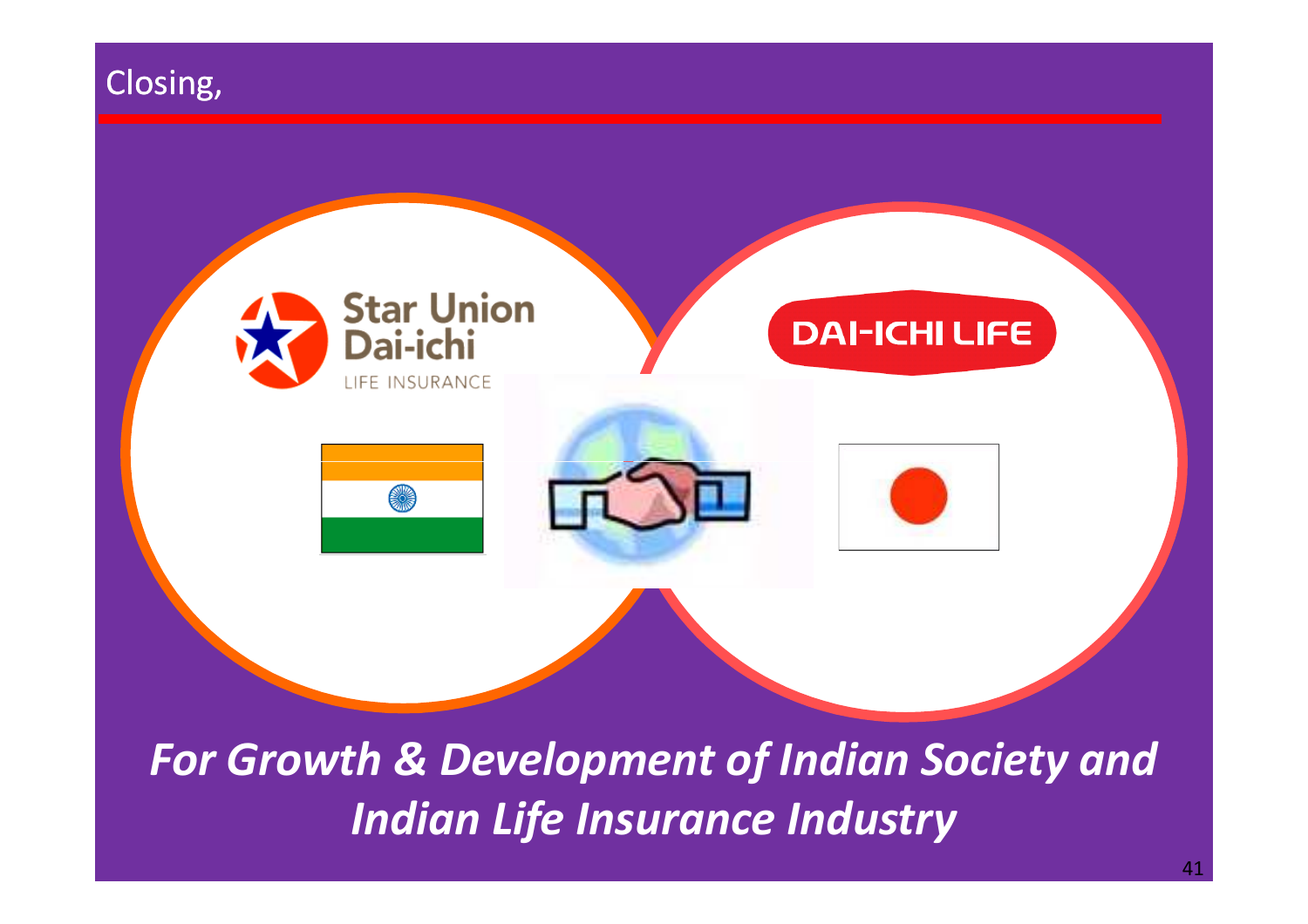## Closing,

Star Union Dai-ichi
LIFE INSURANCE

DAI-ICHI LIFE

***For Growth & Development of Indian Society and Indian Life Insurance Industry***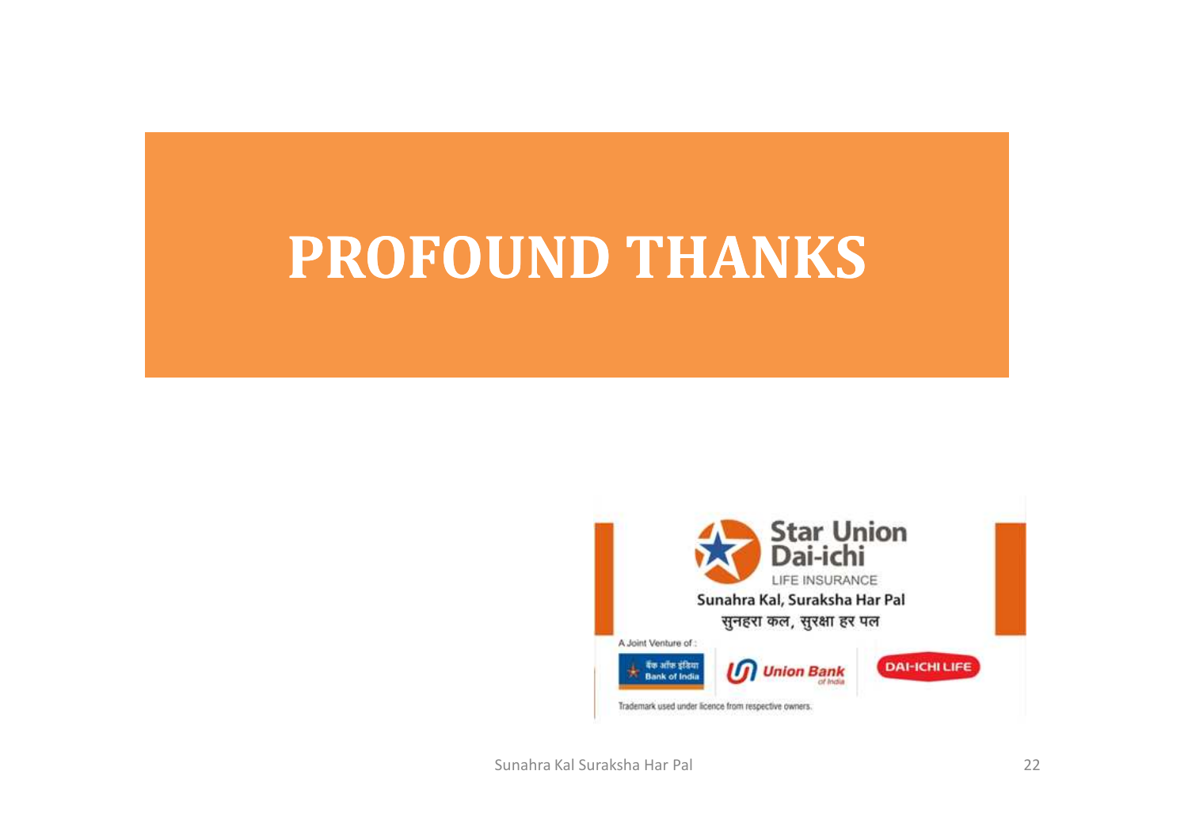# PROFOUND THANKS

Star Union Dai-ichi

LIFE INSURANCE

Sunahra Kal, Suraksha Har Pal

सुनहरा कल, सुरक्षा हर पल

A Joint Venture of :

बैंक ऑफ इंडिया Bank of India

Union Bank of India

DAI-ICHI LIFE

Trademark used under licence from respective owners.